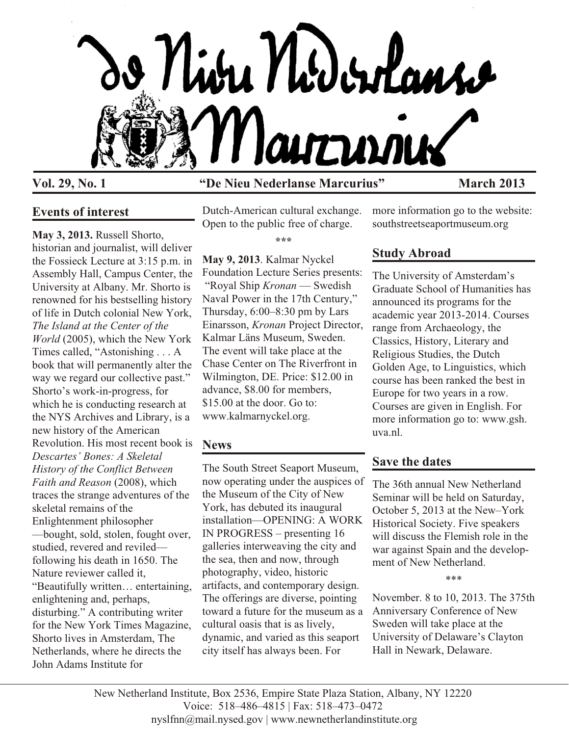# De Nieu Nederlanse Marcurius

**Vol. 29, No. 1** **"De Nieu Nederlanse Marcurius"** **March 2013**

## Events of interest

**May 3, 2013.** Russell Shorto, historian and journalist, will deliver the Fossieck Lecture at 3:15 p.m. in Assembly Hall, Campus Center, the University at Albany. Mr. Shorto is renowned for his bestselling history of life in Dutch colonial New York, *The Island at the Center of the World* (2005), which the New York Times called, "Astonishing . . . A book that will permanently alter the way we regard our collective past." Shorto's work-in-progress, for which he is conducting research at the NYS Archives and Library, is a new history of the American Revolution. His most recent book is *Descartes' Bones: A Skeletal History of the Conflict Between Faith and Reason* (2008), which traces the strange adventures of the skeletal remains of the Enlightenment philosopher —bought, sold, stolen, fought over, studied, revered and reviled— following his death in 1650. The Nature reviewer called it, "Beautifully written… entertaining, enlightening and, perhaps, disturbing." A contributing writer for the New York Times Magazine, Shorto lives in Amsterdam, The Netherlands, where he directs the John Adams Institute for Dutch-American cultural exchange. Open to the public free of charge.

\*\*\*

**May 9, 2013**. Kalmar Nyckel Foundation Lecture Series presents: "Royal Ship *Kronan* — Swedish Naval Power in the 17th Century," Thursday, 6:00–8:30 pm by Lars Einarsson, *Kronan* Project Director, Kalmar Läns Museum, Sweden. The event will take place at the Chase Center on The Riverfront in Wilmington, DE. Price: $12.00 in advance, $8.00 for members, $15.00 at the door. Go to: www.kalmarnyckel.org.

## News

The South Street Seaport Museum, now operating under the auspices of the Museum of the City of New York, has debuted its inaugural installation—OPENING: A WORK IN PROGRESS – presenting 16 galleries interweaving the city and the sea, then and now, through photography, video, historic artifacts, and contemporary design. The offerings are diverse, pointing toward a future for the museum as a cultural oasis that is as lively, dynamic, and varied as this seaport city itself has always been. For more information go to the website: southstreetseaportmuseum.org

## Study Abroad

The University of Amsterdam's Graduate School of Humanities has announced its programs for the academic year 2013-2014. Courses range from Archaeology, the Classics, History, Literary and Religious Studies, the Dutch Golden Age, to Linguistics, which course has been ranked the best in Europe for two years in a row. Courses are given in English. For more information go to: www.gsh.uva.nl.

## Save the dates

The 36th annual New Netherland Seminar will be held on Saturday, October 5, 2013 at the New–York Historical Society. Five speakers will discuss the Flemish role in the war against Spain and the development of New Netherland.

\*\*\*

November. 8 to 10, 2013. The 375th Anniversary Conference of New Sweden will take place at the University of Delaware's Clayton Hall in Newark, Delaware.

---

New Netherland Institute, Box 2536, Empire State Plaza Station, Albany, NY 12220
Voice: 518–486–4815 | Fax: 518–473–0472
nyslfnn@mail.nysed.gov | www.newnetherlandinstitute.org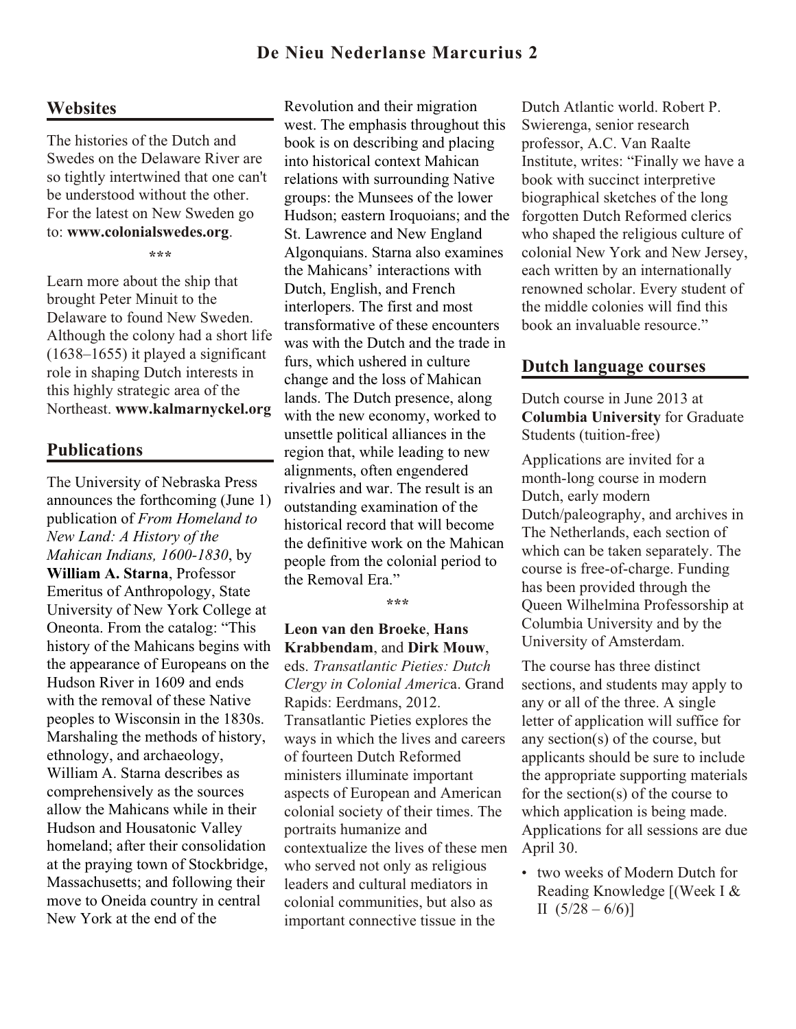## Websites

The histories of the Dutch and Swedes on the Delaware River are so tightly intertwined that one can't be understood without the other. For the latest on New Sweden go to: **www.colonialswedes.org**.

\*\*\*

Learn more about the ship that brought Peter Minuit to the Delaware to found New Sweden. Although the colony had a short life (1638–1655) it played a significant role in shaping Dutch interests in this highly strategic area of the Northeast. **www.kalmarnyckel.org**

## Publications

The University of Nebraska Press announces the forthcoming (June 1) publication of *From Homeland to New Land: A History of the Mahican Indians, 1600-1830*, by **William A. Starna**, Professor Emeritus of Anthropology, State University of New York College at Oneonta. From the catalog: "This history of the Mahicans begins with the appearance of Europeans on the Hudson River in 1609 and ends with the removal of these Native peoples to Wisconsin in the 1830s. Marshaling the methods of history, ethnology, and archaeology, William A. Starna describes as comprehensively as the sources allow the Mahicans while in their Hudson and Housatonic Valley homeland; after their consolidation at the praying town of Stockbridge, Massachusetts; and following their move to Oneida country in central New York at the end of the Revolution and their migration west. The emphasis throughout this book is on describing and placing into historical context Mahican relations with surrounding Native groups: the Munsees of the lower Hudson; eastern Iroquoians; and the St. Lawrence and New England Algonquians. Starna also examines the Mahicans' interactions with Dutch, English, and French interlopers. The first and most transformative of these encounters was with the Dutch and the trade in furs, which ushered in culture change and the loss of Mahican lands. The Dutch presence, along with the new economy, worked to unsettle political alliances in the region that, while leading to new alignments, often engendered rivalries and war. The result is an outstanding examination of the historical record that will become the definitive work on the Mahican people from the colonial period to the Removal Era."

\*\*\*

**Leon van den Broeke**, **Hans Krabbendam**, and **Dirk Mouw**, eds. *Transatlantic Pieties: Dutch Clergy in Colonial America*. Grand Rapids: Eerdmans, 2012. Transatlantic Pieties explores the ways in which the lives and careers of fourteen Dutch Reformed ministers illuminate important aspects of European and American colonial society of their times. The portraits humanize and contextualize the lives of these men who served not only as religious leaders and cultural mediators in colonial communities, but also as important connective tissue in the Dutch Atlantic world. Robert P. Swierenga, senior research professor, A.C. Van Raalte Institute, writes: "Finally we have a book with succinct interpretive biographical sketches of the long forgotten Dutch Reformed clerics who shaped the religious culture of colonial New York and New Jersey, each written by an internationally renowned scholar. Every student of the middle colonies will find this book an invaluable resource."

## Dutch language courses

Dutch course in June 2013 at **Columbia University** for Graduate Students (tuition-free)

Applications are invited for a month-long course in modern Dutch, early modern Dutch/paleography, and archives in The Netherlands, each section of which can be taken separately. The course is free-of-charge. Funding has been provided through the Queen Wilhelmina Professorship at Columbia University and by the University of Amsterdam.

The course has three distinct sections, and students may apply to any or all of the three. A single letter of application will suffice for any section(s) of the course, but applicants should be sure to include the appropriate supporting materials for the section(s) of the course to which application is being made. Applications for all sessions are due April 30.

- two weeks of Modern Dutch for Reading Knowledge [(Week I & II (5/28 – 6/6)]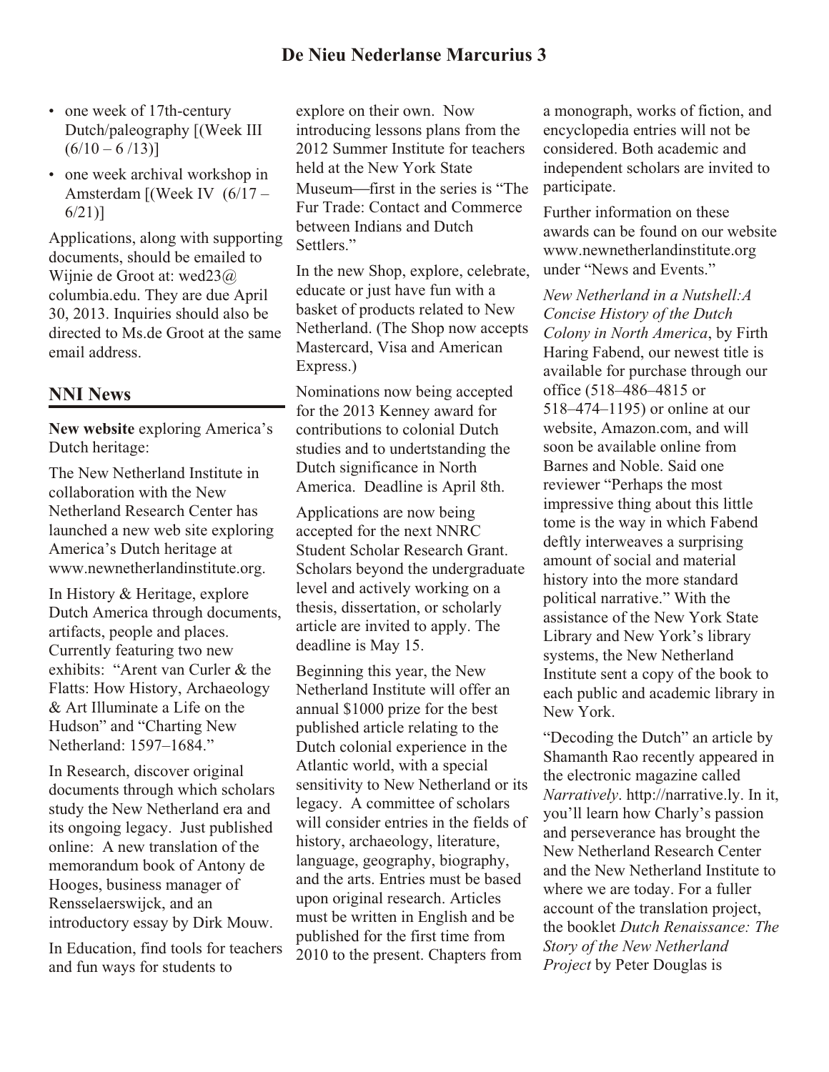- one week of 17th-century Dutch/paleography [(Week III (6/10 – 6 /13)]
- one week archival workshop in Amsterdam [(Week IV (6/17 – 6/21)]

Applications, along with supporting documents, should be emailed to Wijnie de Groot at: wed23@columbia.edu. They are due April 30, 2013. Inquiries should also be directed to Ms.de Groot at the same email address.

## NNI News

**New website** exploring America's Dutch heritage:

The New Netherland Institute in collaboration with the New Netherland Research Center has launched a new web site exploring America's Dutch heritage at www.newnetherlandinstitute.org.

In History & Heritage, explore Dutch America through documents, artifacts, people and places. Currently featuring two new exhibits: "Arent van Curler & the Flatts: How History, Archaeology & Art Illuminate a Life on the Hudson" and "Charting New Netherland: 1597–1684."

In Research, discover original documents through which scholars study the New Netherland era and its ongoing legacy. Just published online: A new translation of the memorandum book of Antony de Hooges, business manager of Rensselaerswijck, and an introductory essay by Dirk Mouw.

In Education, find tools for teachers and fun ways for students to explore on their own. Now introducing lessons plans from the 2012 Summer Institute for teachers held at the New York State Museum—first in the series is "The Fur Trade: Contact and Commerce between Indians and Dutch Settlers."

In the new Shop, explore, celebrate, educate or just have fun with a basket of products related to New Netherland. (The Shop now accepts Mastercard, Visa and American Express.)

Nominations now being accepted for the 2013 Kenney award for contributions to colonial Dutch studies and to undertstanding the Dutch significance in North America. Deadline is April 8th.

Applications are now being accepted for the next NNRC Student Scholar Research Grant. Scholars beyond the undergraduate level and actively working on a thesis, dissertation, or scholarly article are invited to apply. The deadline is May 15.

Beginning this year, the New Netherland Institute will offer an annual $1000 prize for the best published article relating to the Dutch colonial experience in the Atlantic world, with a special sensitivity to New Netherland or its legacy. A committee of scholars will consider entries in the fields of history, archaeology, literature, language, geography, biography, and the arts. Entries must be based upon original research. Articles must be written in English and be published for the first time from 2010 to the present. Chapters from a monograph, works of fiction, and encyclopedia entries will not be considered. Both academic and independent scholars are invited to participate.

Further information on these awards can be found on our website www.newnetherlandinstitute.org under "News and Events."

*New Netherland in a Nutshell:A Concise History of the Dutch Colony in North America*, by Firth Haring Fabend, our newest title is available for purchase through our office (518–486–4815 or 518–474–1195) or online at our website, Amazon.com, and will soon be available online from Barnes and Noble. Said one reviewer "Perhaps the most impressive thing about this little tome is the way in which Fabend deftly interweaves a surprising amount of social and material history into the more standard political narrative." With the assistance of the New York State Library and New York's library systems, the New Netherland Institute sent a copy of the book to each public and academic library in New York.

"Decoding the Dutch" an article by Shamanth Rao recently appeared in the electronic magazine called *Narratively*. http://narrative.ly. In it, you'll learn how Charly's passion and perseverance has brought the New Netherland Research Center and the New Netherland Institute to where we are today. For a fuller account of the translation project, the booklet *Dutch Renaissance: The Story of the New Netherland Project* by Peter Douglas is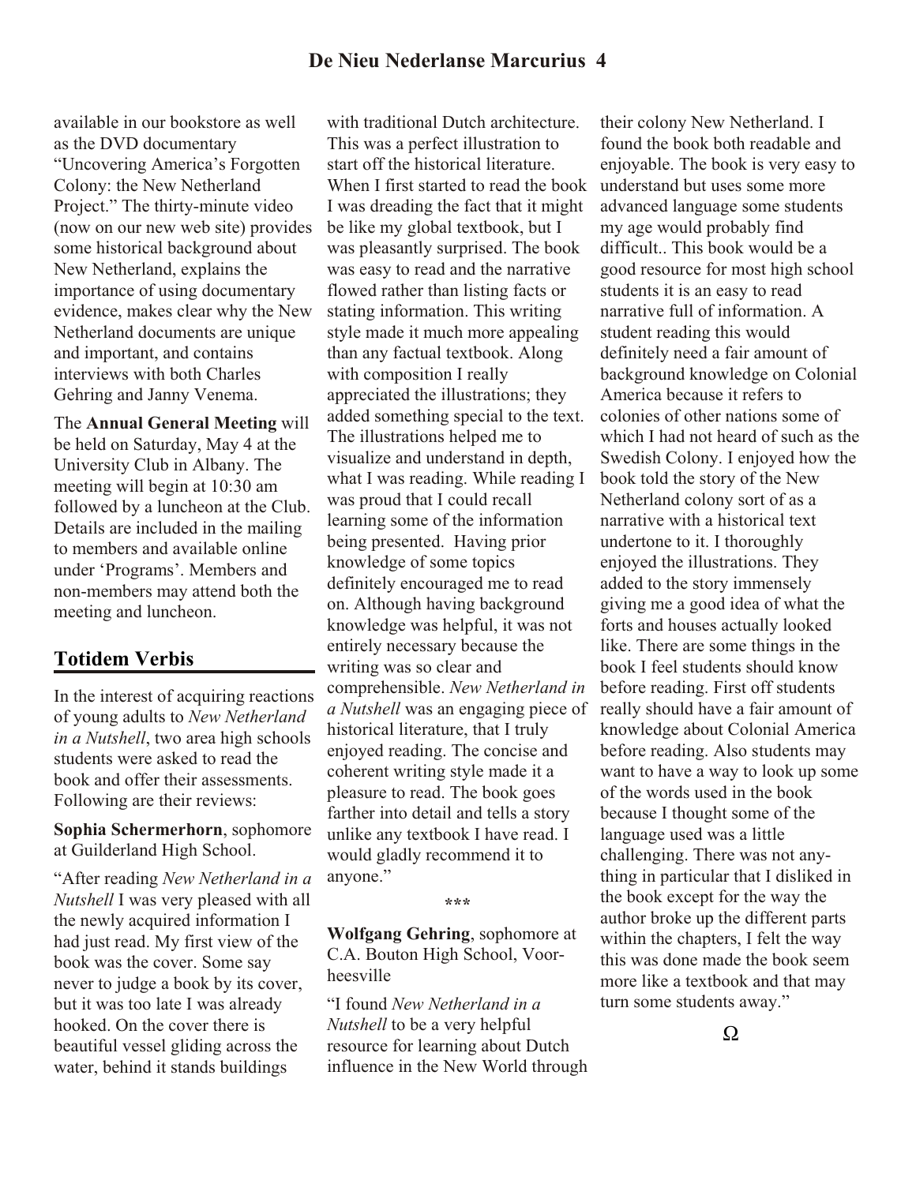available in our bookstore as well as the DVD documentary "Uncovering America's Forgotten Colony: the New Netherland Project." The thirty-minute video (now on our new web site) provides some historical background about New Netherland, explains the importance of using documentary evidence, makes clear why the New Netherland documents are unique and important, and contains interviews with both Charles Gehring and Janny Venema.

The **Annual General Meeting** will be held on Saturday, May 4 at the University Club in Albany. The meeting will begin at 10:30 am followed by a luncheon at the Club. Details are included in the mailing to members and available online under 'Programs'. Members and non-members may attend both the meeting and luncheon.

## Totidem Verbis

In the interest of acquiring reactions of young adults to *New Netherland in a Nutshell*, two area high schools students were asked to read the book and offer their assessments. Following are their reviews:

**Sophia Schermerhorn**, sophomore at Guilderland High School.

"After reading *New Netherland in a Nutshell* I was very pleased with all the newly acquired information I had just read. My first view of the book was the cover. Some say never to judge a book by its cover, but it was too late I was already hooked. On the cover there is beautiful vessel gliding across the water, behind it stands buildings with traditional Dutch architecture. This was a perfect illustration to start off the historical literature. When I first started to read the book I was dreading the fact that it might be like my global textbook, but I was pleasantly surprised. The book was easy to read and the narrative flowed rather than listing facts or stating information. This writing style made it much more appealing than any factual textbook. Along with composition I really appreciated the illustrations; they added something special to the text. The illustrations helped me to visualize and understand in depth, what I was reading. While reading I was proud that I could recall learning some of the information being presented. Having prior knowledge of some topics definitely encouraged me to read on. Although having background knowledge was helpful, it was not entirely necessary because the writing was so clear and comprehensible. *New Netherland in a Nutshell* was an engaging piece of historical literature, that I truly enjoyed reading. The concise and coherent writing style made it a pleasure to read. The book goes farther into detail and tells a story unlike any textbook I have read. I would gladly recommend it to anyone."

\*\*\*

**Wolfgang Gehring**, sophomore at C.A. Bouton High School, Voorheesville

"I found *New Netherland in a Nutshell* to be a very helpful resource for learning about Dutch influence in the New World through their colony New Netherland. I found the book both readable and enjoyable. The book is very easy to understand but uses some more advanced language some students my age would probably find difficult.. This book would be a good resource for most high school students it is an easy to read narrative full of information. A student reading this would definitely need a fair amount of background knowledge on Colonial America because it refers to colonies of other nations some of which I had not heard of such as the Swedish Colony. I enjoyed how the book told the story of the New Netherland colony sort of as a narrative with a historical text undertone to it. I thoroughly enjoyed the illustrations. They added to the story immensely giving me a good idea of what the forts and houses actually looked like. There are some things in the book I feel students should know before reading. First off students really should have a fair amount of knowledge about Colonial America before reading. Also students may want to have a way to look up some of the words used in the book because I thought some of the language used was a little challenging. There was not anything in particular that I disliked in the book except for the way the author broke up the different parts within the chapters, I felt the way this was done made the book seem more like a textbook and that may turn some students away."

Ω